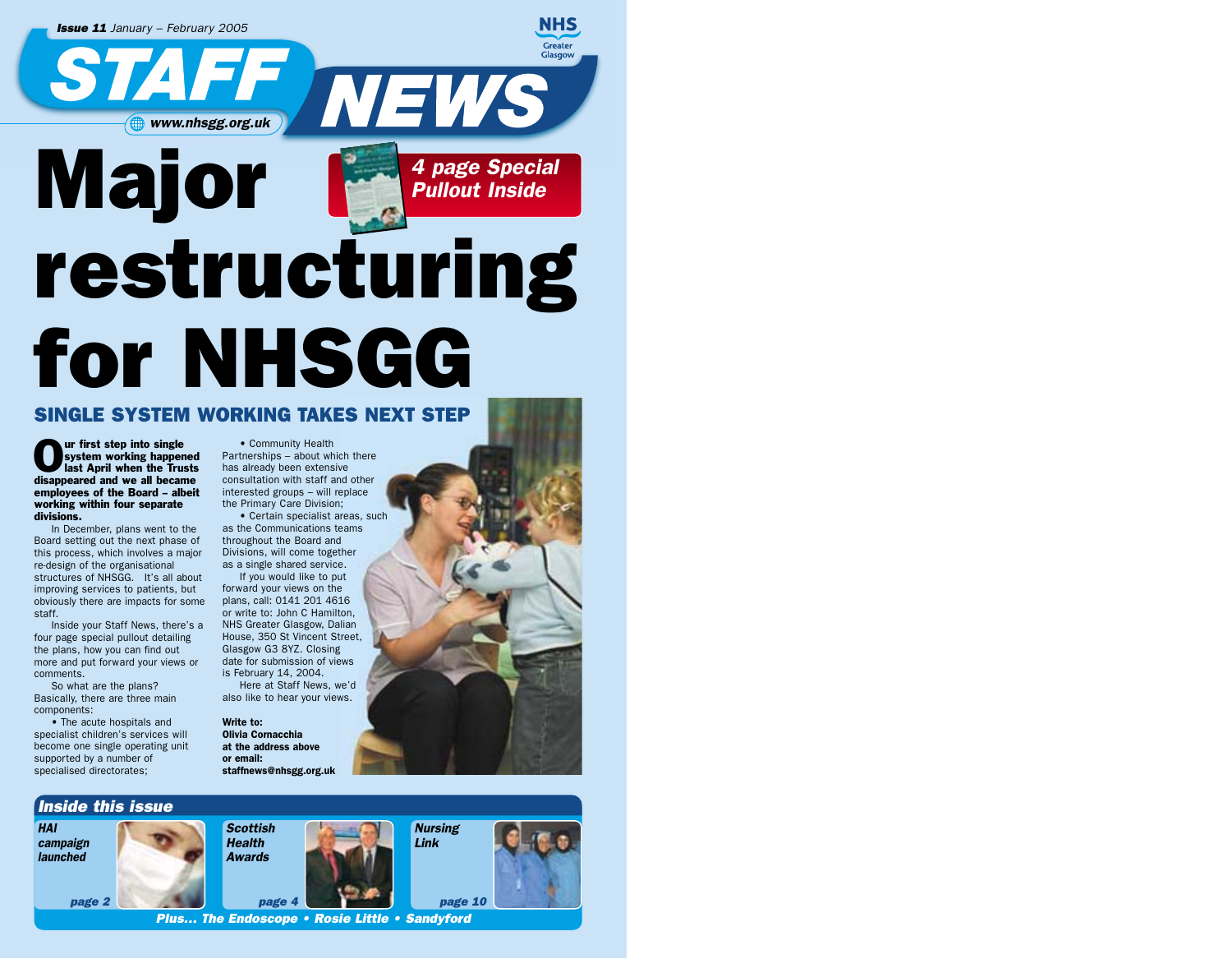**Issue 11** *January – February 2005*

# STAFF NEWS

www.nhsgg.org.uk

NHS Greater Glasgow

# Major restructuring for NHSGG

**4 page Special Pullout Inside**

## SINGLE SYSTEM WORKING TAKES NEXT STEP

**Our first step into single system working happened last April when the Trusts disappeared and we all became employees of the Board – albeit working within four separate divisions.**

In December, plans went to the Board setting out the next phase of this process, which involves a major re-design of the organisational structures of NHSGG. It's all about improving services to patients, but obviously there are impacts for some staff.

Inside your Staff News, there's a four page special pullout detailing the plans, how you can find out more and put forward your views or comments.

So what are the plans? Basically, there are three main components:

- The acute hospitals and specialist children's services will become one single operating unit supported by a number of specialised directorates;
- Community Health Partnerships – about which there has already been extensive consultation with staff and other interested groups – will replace the Primary Care Division;
- Certain specialist areas, such as the Communications teams throughout the Board and Divisions, will come together as a single shared service.

If you would like to put forward your views on the plans, call: 0141 201 4616 or write to: John C Hamilton, NHS Greater Glasgow, Dalian House, 350 St Vincent Street, Glasgow G3 8YZ. Closing date for submission of views is February 14, 2004.

Here at Staff News, we'd also like to hear your views.

**Write to:**
**Olivia Cornacchia**
**at the address above**
**or email:**
**staffnews@nhsgg.org.uk**

### Inside this issue

*HAI campaign launched* – *page 2*

*Scottish Health Awards* – *page 4*

*Nursing Link* – *page 10*

*Plus... The Endoscope • Rosie Little • Sandyford*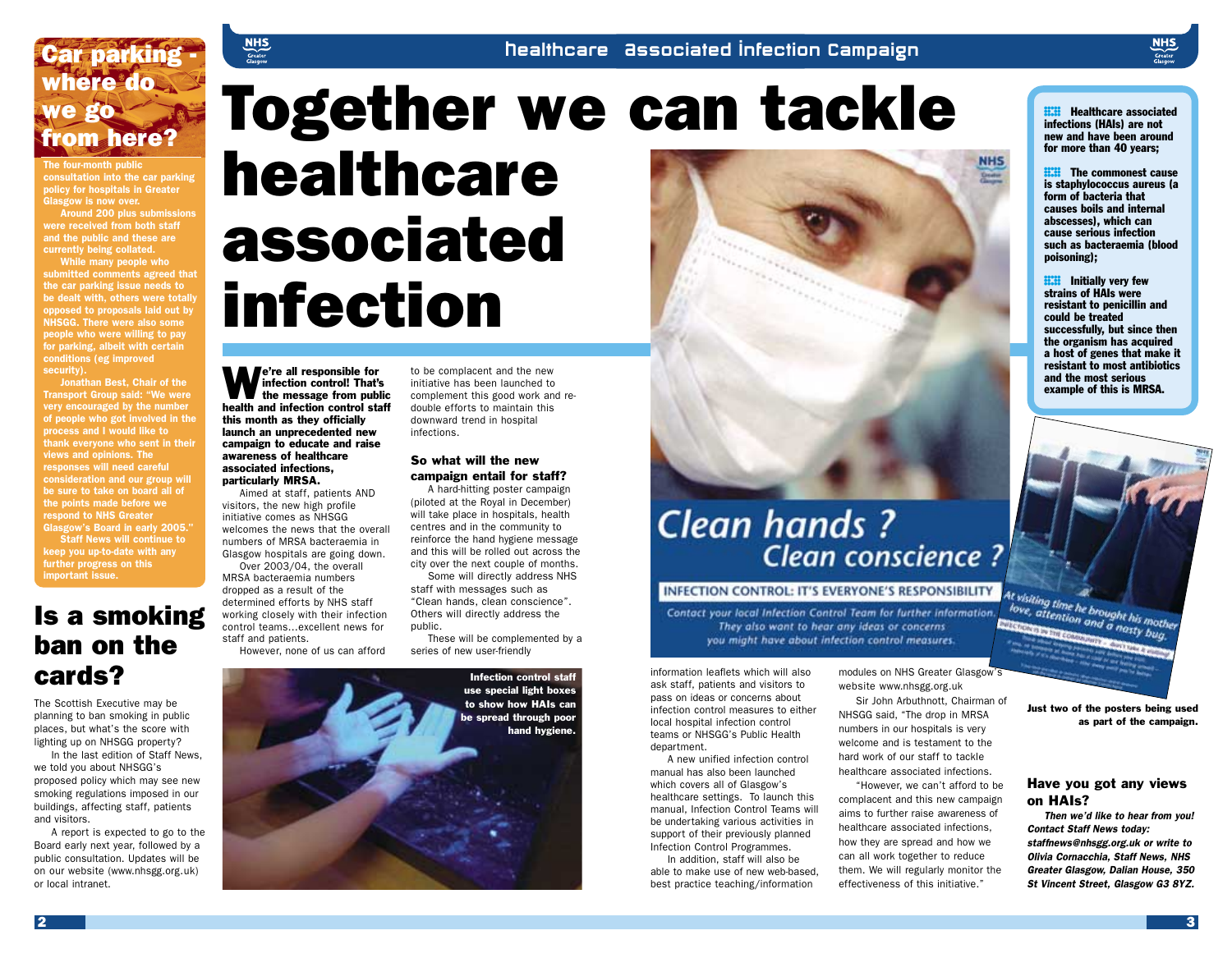## Car parking - where do we go from here?

**The four-month public consultation into the car parking policy for hospitals in Greater Glasgow is now over.**

**Around 200 plus submissions were received from both staff and the public and these are currently being collated.**

**While many people who submitted comments agreed that the car parking issue needs to be dealt with, others were totally opposed to proposals laid out by NHSGG. There were also some people who were willing to pay for parking, albeit with certain conditions (eg improved security).**

**Jonathan Best, Chair of the Transport Group said: "We were very encouraged by the number of people who got involved in the process and I would like to thank everyone who sent in their views and opinions. The responses will need careful consideration and our group will be sure to take on board all of the points made before we respond to NHS Greater Glasgow's Board in early 2005."**

**Staff News will continue to keep you up-to-date with any further progress on this important issue.**

## Is a smoking ban on the cards?

The Scottish Executive may be planning to ban smoking in public places, but what's the score with lighting up on NHSGG property?

In the last edition of Staff News, we told you about NHSGG's proposed policy which may see new smoking regulations imposed in our buildings, affecting staff, patients and visitors.

A report is expected to go to the Board early next year, followed by a public consultation. Updates will be on our website (www.nhsgg.org.uk) or local intranet.

## healthcare associated infection campaign

# Together we can tackle healthcare associated infection

**We're all responsible for infection control! That's the message from public health and infection control staff this month as they officially launch an unprecedented new campaign to educate and raise awareness of healthcare associated infections, particularly MRSA.**

Aimed at staff, patients AND visitors, the new high profile initiative comes as NHSGG welcomes the news that the overall numbers of MRSA bacteraemia in Glasgow hospitals are going down.

Over 2003/04, the overall MRSA bacteraemia numbers dropped as a result of the determined efforts by NHS staff working closely with their infection control teams...excellent news for staff and patients.

However, none of us can afford to be complacent and the new initiative has been launched to complement this good work and re-double efforts to maintain this downward trend in hospital infections.

### So what will the new campaign entail for staff?

A hard-hitting poster campaign (piloted at the Royal in December) will take place in hospitals, health centres and in the community to reinforce the hand hygiene message and this will be rolled out across the city over the next couple of months.

Some will directly address NHS staff with messages such as "Clean hands, clean conscience". Others will directly address the public.

These will be complemented by a series of new user-friendly information leaflets which will also ask staff, patients and visitors to pass on ideas or concerns about infection control measures to either local hospital infection control teams or NHSGG's Public Health department.

A new unified infection control manual has also been launched which covers all of Glasgow's healthcare settings. To launch this manual, Infection Control Teams will be undertaking various activities in support of their previously planned Infection Control Programmes.

In addition, staff will also be able to make use of new web-based, best practice teaching/information modules on NHS Greater Glasgow's website www.nhsgg.org.uk

Sir John Arbuthnott, Chairman of NHSGG said, "The drop in MRSA numbers in our hospitals is very welcome and is testament to the hard work of our staff to tackle healthcare associated infections.

"However, we can't afford to be complacent and this new campaign aims to further raise awareness of healthcare associated infections, how they are spread and how we can all work together to reduce them. We will regularly monitor the effectiveness of this initiative."

**Infection control staff use special light boxes to show how HAIs can be spread through poor hand hygiene.**

- **Healthcare associated infections (HAIs) are not new and have been around for more than 40 years;**
- **The commonest cause is staphylococcus aureus (a form of bacteria that causes boils and internal abscesses), which can cause serious infection such as bacteraemia (blood poisoning);**
- **Initially very few strains of HAIs were resistant to penicillin and could be treated successfully, but since then the organism has acquired a host of genes that make it resistant to most antibiotics and the most serious example of this is MRSA.**

**Just two of the posters being used as part of the campaign.**

### Have you got any views on HAIs?

***Then we'd like to hear from you! Contact Staff News today: staffnews@nhsgg.org.uk or write to Olivia Cornacchia, Staff News, NHS Greater Glasgow, Dalian House, 350 St Vincent Street, Glasgow G3 8YZ.***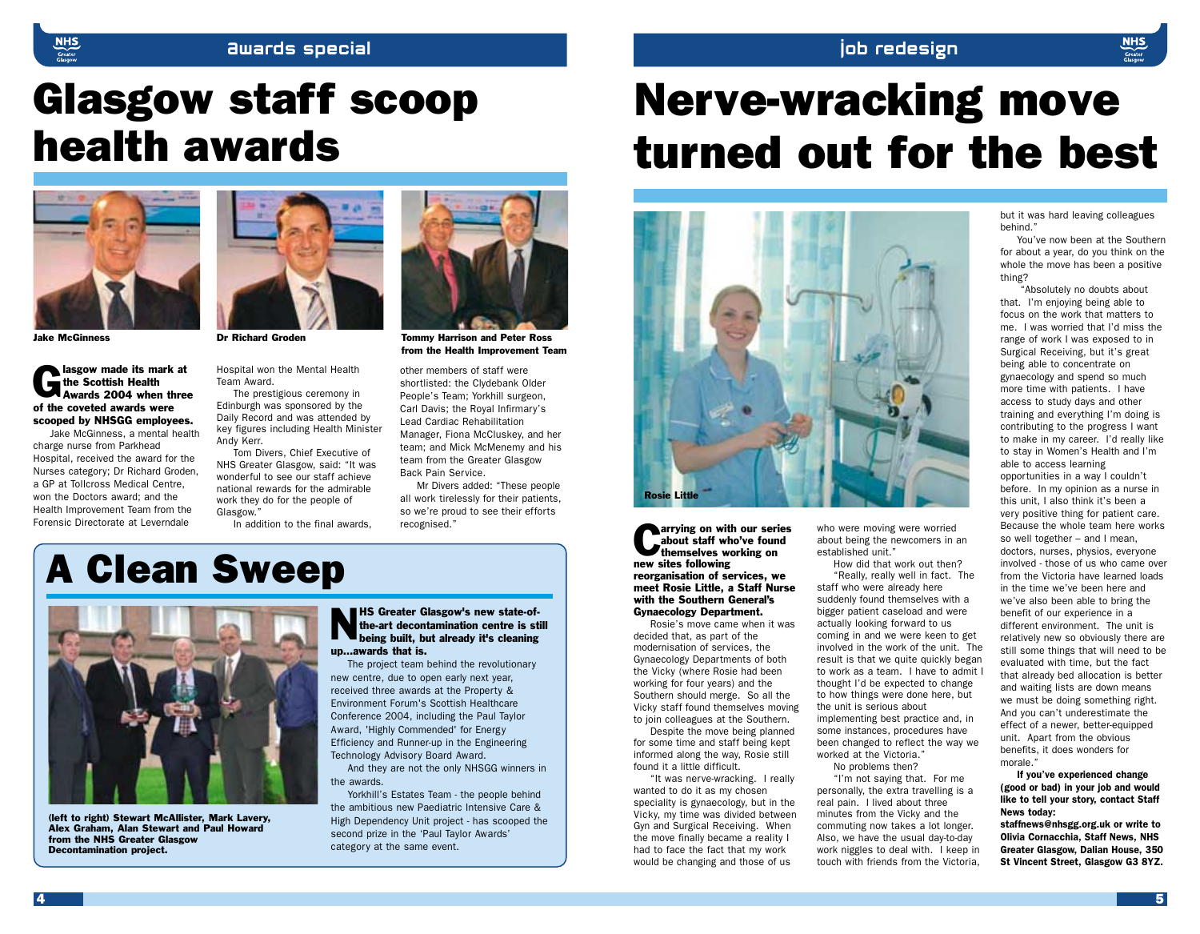# Glasgow staff scoop health awards

Jake McGinness

Dr Richard Groden

Tommy Harrison and Peter Ross from the Health Improvement Team

**Glasgow made its mark at the Scottish Health Awards 2004 when three of the coveted awards were scooped by NHSGG employees.**

Jake McGinness, a mental health charge nurse from Parkhead Hospital, received the award for the Nurses category; Dr Richard Groden, a GP at Tollcross Medical Centre, won the Doctors award; and the Health Improvement Team from the Forensic Directorate at Leverndale Hospital won the Mental Health Team Award.

The prestigious ceremony in Edinburgh was sponsored by the Daily Record and was attended by key figures including Health Minister Andy Kerr.

Tom Divers, Chief Executive of NHS Greater Glasgow, said: "It was wonderful to see our staff achieve national rewards for the admirable work they do for the people of Glasgow."

In addition to the final awards, other members of staff were shortlisted: the Clydebank Older People's Team; Yorkhill surgeon, Carl Davis; the Royal Infirmary's Lead Cardiac Rehabilitation Manager, Fiona McCluskey, and her team; and Mick McMenemy and his team from the Greater Glasgow Back Pain Service.

Mr Divers added: "These people all work tirelessly for their patients, so we're proud to see their efforts recognised."

## A Clean Sweep

(left to right) Stewart McAllister, Mark Lavery, Alex Graham, Alan Stewart and Paul Howard from the NHS Greater Glasgow Decontamination project.

**NHS Greater Glasgow's new state-of-the-art decontamination centre is still being built, but already it's cleaning up...awards that is.**

The project team behind the revolutionary new centre, due to open early next year, received three awards at the Property & Environment Forum's Scottish Healthcare Conference 2004, including the Paul Taylor Award, 'Highly Commended' for Energy Efficiency and Runner-up in the Engineering Technology Advisory Board Award.

And they are not the only NHSGG winners in the awards.

Yorkhill's Estates Team - the people behind the ambitious new Paediatric Intensive Care & High Dependency Unit project - has scooped the second prize in the 'Paul Taylor Awards' category at the same event.

# Nerve-wracking move turned out for the best

Rosie Little

**Carrying on with our series about staff who've found themselves working on new sites following reorganisation of services, we meet Rosie Little, a Staff Nurse with the Southern General's Gynaecology Department.**

Rosie's move came when it was decided that, as part of the modernisation of services, the Gynaecology Departments of both the Vicky (where Rosie had been working for four years) and the Southern should merge. So all the Vicky staff found themselves moving to join colleagues at the Southern.

Despite the move being planned for some time and staff being kept informed along the way, Rosie still found it a little difficult.

"It was nerve-wracking. I really wanted to do it as my chosen speciality is gynaecology, but in the Vicky, my time was divided between Gyn and Surgical Receiving. When the move finally became a reality I had to face the fact that my work would be changing and those of us who were moving were worried about being the newcomers in an established unit."

How did that work out then?

"Really, really well in fact. The staff who were already here suddenly found themselves with a bigger patient caseload and were actually looking forward to us coming in and we were keen to get involved in the work of the unit. The result is that we quite quickly began to work as a team. I have to admit I thought I'd be expected to change to how things were done here, but the unit is serious about implementing best practice and, in some instances, procedures have been changed to reflect the way we worked at the Victoria."

No problems then?

"I'm not saying that. For me personally, the extra travelling is a real pain. I lived about three minutes from the Vicky and the commuting now takes a lot longer. Also, we have the usual day-to-day work niggles to deal with. I keep in touch with friends from the Victoria, but it was hard leaving colleagues behind."

You've now been at the Southern for about a year, do you think on the whole the move has been a positive thing?

"Absolutely no doubts about that. I'm enjoying being able to focus on the work that matters to me. I was worried that I'd miss the range of work I was exposed to in Surgical Receiving, but it's great being able to concentrate on gynaecology and spend so much more time with patients. I have access to study days and other training and everything I'm doing is contributing to the progress I want to make in my career. I'd really like to stay in Women's Health and I'm able to access learning opportunities in a way I couldn't before. In my opinion as a nurse in this unit, I also think it's been a very positive thing for patient care. Because the whole team here works so well together – and I mean, doctors, nurses, physios, everyone involved - those of us who came over from the Victoria have learned loads in the time we've been here and we've also been able to bring the benefit of our experience in a different environment. The unit is relatively new so obviously there are still some things that will need to be evaluated with time, but the fact that already bed allocation is better and waiting lists are down means we must be doing something right. And you can't underestimate the effect of a newer, better-equipped unit. Apart from the obvious benefits, it does wonders for morale."

**If you've experienced change (good or bad) in your job and would like to tell your story, contact Staff News today: staffnews@nhsgg.org.uk or write to Olivia Cornacchia, Staff News, NHS Greater Glasgow, Dalian House, 350 St Vincent Street, Glasgow G3 8YZ.**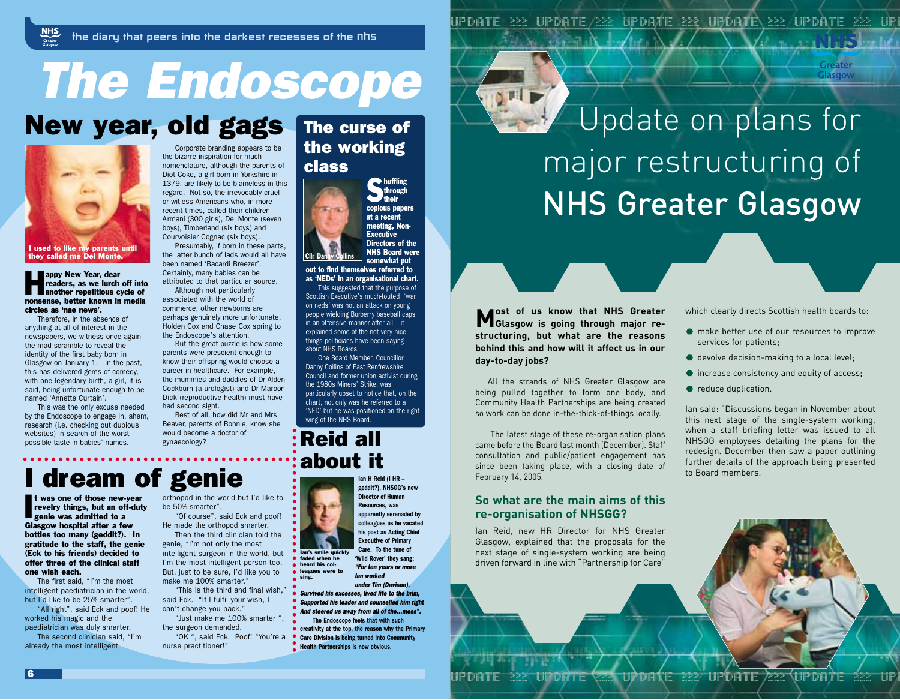the diary that peers into the darkest recesses of the nhs

# The Endoscope

## New year, old gags

I used to like my parents until they called me Del Monte.

**Happy New Year, dear readers, as we lurch off into another repetitious cycle of nonsense, better known in media circles as 'nae news'.**

Therefore, in the absence of anything at all of interest in the newspapers, we witness once again the mad scramble to reveal the identity of the first baby born in Glasgow on January 1. In the past, this has delivered gems of comedy, with one legendary birth, a girl, it is said, being unfortunate enough to be named 'Annette Curtain'.

This was the only excuse needed by the Endoscope to engage in, ahem, research (i.e. checking out dubious websites) in search of the worst possible taste in babies' names.

Corporate branding appears to be the bizarre inspiration for much nomenclature, although the parents of Diot Coke, a girl born in Yorkshire in 1379, are likely to be blameless in this regard. Not so, the irrevocably cruel or witless Americans who, in more recent times, called their children Armani (300 girls), Del Monte (seven boys), Timberland (six boys) and Courvoisier Cognac (six boys).

Presumably, if born in these parts, the latter bunch of lads would all have been named 'Bacardi Breezer'. Certainly, many babies can be attributed to that particular source.

Although not particularly associated with the world of commerce, other newborns are perhaps genuinely more unfortunate. Holden Cox and Chase Cox spring to the Endoscope's attention.

But the great puzzle is how some parents were prescient enough to know their offspring would choose a career in healthcare. For example, the mummies and daddies of Dr Alden Cockburn (a urologist) and Dr Maroon Dick (reproductive health) must have had second sight.

Best of all, how did Mr and Mrs Beaver, parents of Bonnie, know she would become a doctor of gynaecology?

## The curse of the working class

Cllr Danny Collins

**Shuffling through their copious papers at a recent meeting, Non-Executive Directors of the NHS Board were somewhat put out to find themselves referred to as 'NEDs' in an organisational chart.**

This suggested that the purpose of Scottish Executive's much-touted 'war on neds' was not an attack on young people wielding Burberry baseball caps in an offensive manner after all - it explained some of the not very nice things politicians have been saying about NHS Boards.

One Board Member, Councillor Danny Collins of East Renfrewshire Council and former union activist during the 1980s Miners' Strike, was particularly upset to notice that, on the chart, not only was he referred to as a 'NED' but he was positioned on the right wing of the NHS Board.

## I dream of genie

**It was one of those new-year revelry things, but an off-duty genie was admitted to a Glasgow hospital after a few bottles too many (geddit?). In gratitude to the staff, the genie (Eck to his friends) decided to offer three of the clinical staff one wish each.**

The first said, "I'm the most intelligent paediatrician in the world, but I'd like to be 25% smarter".

"All right", said Eck and poof! He worked his magic and the paediatrician was duly smarter.

The second clinician said, "I'm already the most intelligent orthopod in the world but I'd like to be 50% smarter".

"Of course", said Eck and poof! He made the orthopod smarter.

Then the third clinician told the genie, "I'm not only the most intelligent surgeon in the world, but I'm the most intelligent person too. But, just to be sure, I'd like you to make me 100% smarter."

"This is the third and final wish," said Eck. "If I fulfil your wish, I can't change you back."

"Just make me 100% smarter ", the surgeon demanded.

"OK ", said Eck. Poof! "You're a nurse practitioner!"

## Reid all about it

Ian's smile quickly faded when he heard his colleagues were to sing.

**Ian H Reid (I HR – geddit?), NHSGG's new Director of Human Resources, was apparently serenaded by colleagues as he vacated his post as Acting Chief Executive of Primary Care. To the tune of 'Wild Rover' they sang:**

***"For ten years or more Ian worked under Tim (Davison), Survived his excesses, lived life to the brim, Supported his leader and counselled him right And steered us away from all of the...mess".***

**The Endoscope feels that with such creativity at the top, the reason why the Primary Care Division is being turned into Community Health Partnerships is now obvious.**

UPDATE >>> UPDATE >>> UPDATE >>> UPDATE >>> UPDATE >>>

NHS Greater Glasgow

# Update on plans for major restructuring of NHS Greater Glasgow

**Most of us know that NHS Greater Glasgow is going through major re-structuring, but what are the reasons behind this and how will it affect us in our day-to-day jobs?**

All the strands of NHS Greater Glasgow are being pulled together to form one body, and Community Health Partnerships are being created so work can be done in-the-thick-of-things locally.

The latest stage of these re-organisation plans came before the Board last month (December). Staff consultation and public/patient engagement has since been taking place, with a closing date of February 14, 2005.

### So what are the main aims of this re-organisation of NHSGG?

Ian Reid, new HR Director for NHS Greater Glasgow, explained that the proposals for the next stage of single-system working are being driven forward in line with "Partnership for Care" which clearly directs Scottish health boards to:

- make better use of our resources to improve services for patients;
- devolve decision-making to a local level;
- increase consistency and equity of access;
- reduce duplication.

Ian said: "Discussions began in November about this next stage of the single-system working, when a staff briefing letter was issued to all NHSGG employees detailing the plans for the redesign. December then saw a paper outlining further details of the approach being presented to Board members.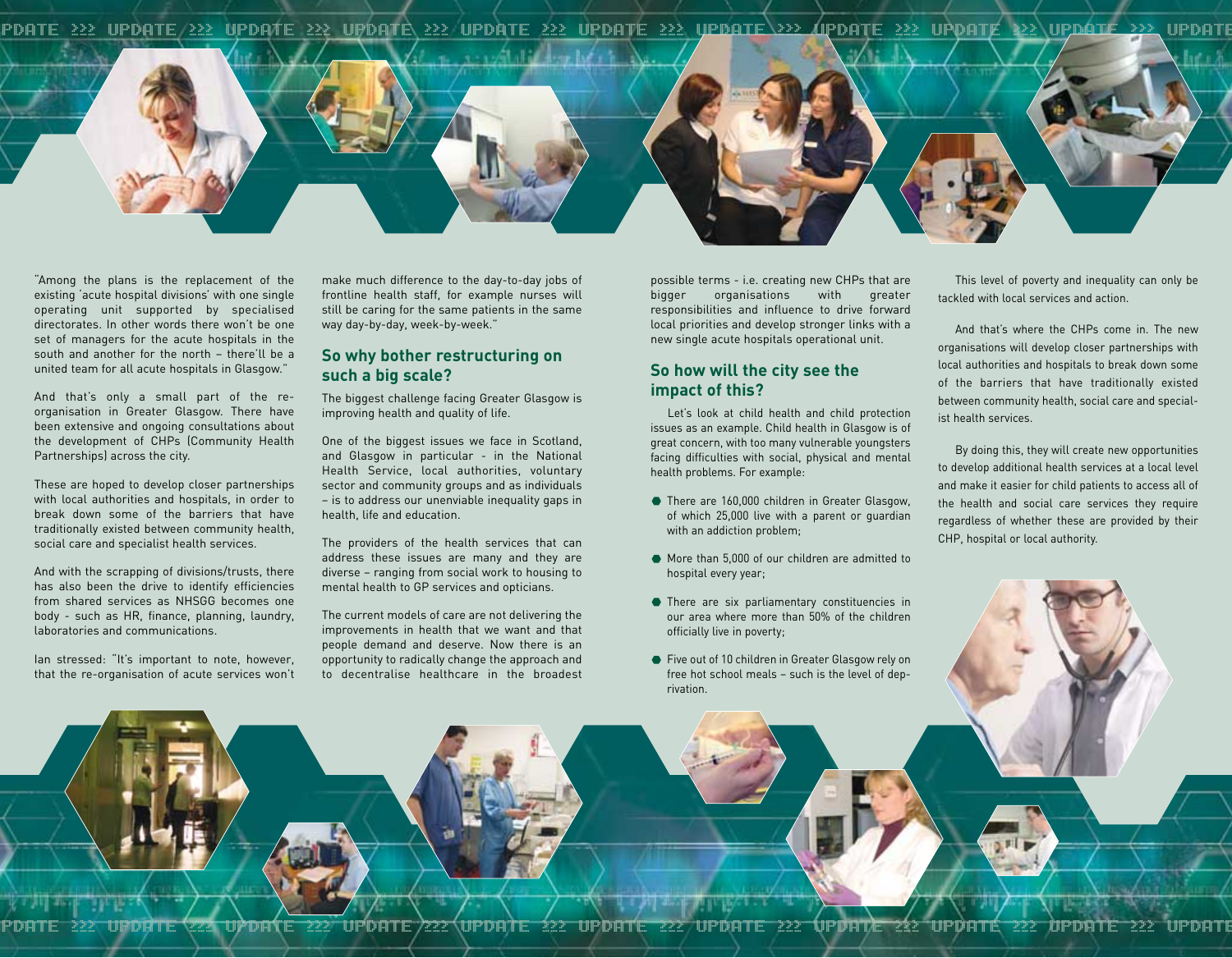"Among the plans is the replacement of the existing 'acute hospital divisions' with one single operating unit supported by specialised directorates. In other words there won't be one set of managers for the acute hospitals in the south and another for the north – there'll be a united team for all acute hospitals in Glasgow."

And that's only a small part of the re-organisation in Greater Glasgow. There have been extensive and ongoing consultations about the development of CHPs (Community Health Partnerships) across the city.

These are hoped to develop closer partnerships with local authorities and hospitals, in order to break down some of the barriers that have traditionally existed between community health, social care and specialist health services.

And with the scrapping of divisions/trusts, there has also been the drive to identify efficiencies from shared services as NHSGG becomes one body - such as HR, finance, planning, laundry, laboratories and communications.

Ian stressed: "It's important to note, however, that the re-organisation of acute services won't make much difference to the day-to-day jobs of frontline health staff, for example nurses will still be caring for the same patients in the same way day-by-day, week-by-week."

## So why bother restructuring on such a big scale?

The biggest challenge facing Greater Glasgow is improving health and quality of life.

One of the biggest issues we face in Scotland, and Glasgow in particular - in the National Health Service, local authorities, voluntary sector and community groups and as individuals – is to address our unenviable inequality gaps in health, life and education.

The providers of the health services that can address these issues are many and they are diverse – ranging from social work to housing to mental health to GP services and opticians.

The current models of care are not delivering the improvements in health that we want and that people demand and deserve. Now there is an opportunity to radically change the approach and to decentralise healthcare in the broadest possible terms - i.e. creating new CHPs that are bigger organisations with greater responsibilities and influence to drive forward local priorities and develop stronger links with a new single acute hospitals operational unit.

## So how will the city see the impact of this?

Let's look at child health and child protection issues as an example. Child health in Glasgow is of great concern, with too many vulnerable youngsters facing difficulties with social, physical and mental health problems. For example:

- There are 160,000 children in Greater Glasgow, of which 25,000 live with a parent or guardian with an addiction problem;
- More than 5,000 of our children are admitted to hospital every year;
- There are six parliamentary constituencies in our area where more than 50% of the children officially live in poverty;
- Five out of 10 children in Greater Glasgow rely on free hot school meals – such is the level of deprivation.

This level of poverty and inequality can only be tackled with local services and action.

And that's where the CHPs come in. The new organisations will develop closer partnerships with local authorities and hospitals to break down some of the barriers that have traditionally existed between community health, social care and specialist health services.

By doing this, they will create new opportunities to develop additional health services at a local level and make it easier for child patients to access all of the health and social care services they require regardless of whether these are provided by their CHP, hospital or local authority.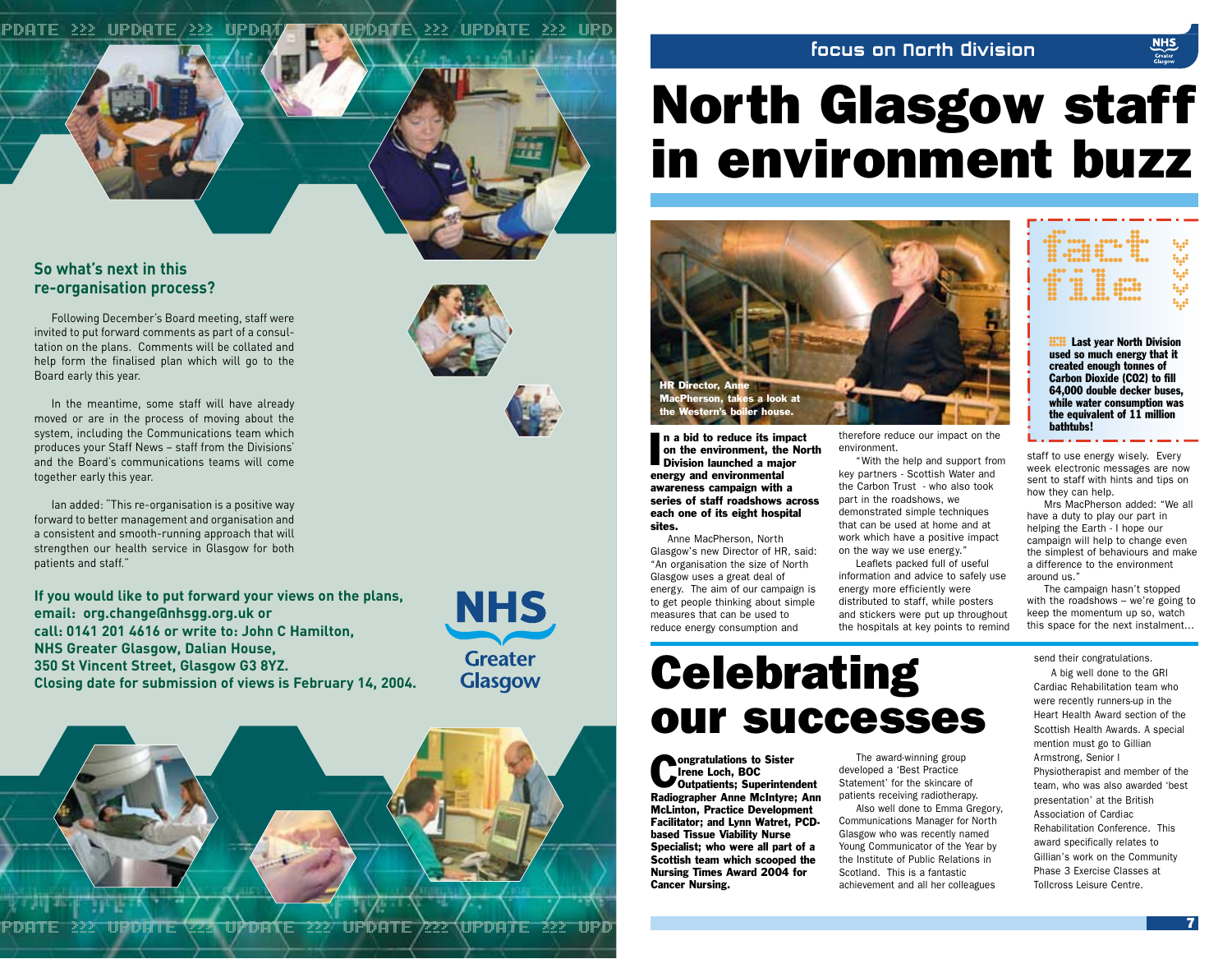## So what's next in this re-organisation process?

Following December's Board meeting, staff were invited to put forward comments as part of a consultation on the plans. Comments will be collated and help form the finalised plan which will go to the Board early this year.

In the meantime, some staff will have already moved or are in the process of moving about the system, including the Communications team which produces your Staff News – staff from the Divisions' and the Board's communications teams will come together early this year.

Ian added: "This re-organisation is a positive way forward to better management and organisation and a consistent and smooth-running approach that will strengthen our health service in Glasgow for both patients and staff."

**If you would like to put forward your views on the plans, email: org.change@nhsgg.org.uk or call: 0141 201 4616 or write to: John C Hamilton, NHS Greater Glasgow, Dalian House, 350 St Vincent Street, Glasgow G3 8YZ. Closing date for submission of views is February 14, 2004.**

NHS Greater Glasgow

focus on North Division

# North Glasgow staff in environment buzz

HR Director, Anne MacPherson, takes a look at the Western's boiler house.

**In a bid to reduce its impact on the environment, the North Division launched a major energy and environmental awareness campaign with a series of staff roadshows across each one of its eight hospital sites.**

Anne MacPherson, North Glasgow's new Director of HR, said: "An organisation the size of North Glasgow uses a great deal of energy. The aim of our campaign is to get people thinking about simple measures that can be used to reduce energy consumption and therefore reduce our impact on the environment.

"With the help and support from key partners - Scottish Water and the Carbon Trust - who also took part in the roadshows, we demonstrated simple techniques that can be used at home and at work which have a positive impact on the way we use energy."

Leaflets packed full of useful information and advice to safely use energy more efficiently were distributed to staff, while posters and stickers were put up throughout the hospitals at key points to remind staff to use energy wisely. Every week electronic messages are now sent to staff with hints and tips on how they can help.

Mrs MacPherson added: "We all have a duty to play our part in helping the Earth - I hope our campaign will help to change even the simplest of behaviours and make a difference to the environment around us."

The campaign hasn't stopped with the roadshows – we're going to keep the momentum up so, watch this space for the next instalment...

### fact file

**Last year North Division used so much energy that it created enough tonnes of Carbon Dioxide ($CO_2$) to fill 64,000 double decker buses, while water consumption was the equivalent of 11 million bathtubs!**

# Celebrating our successes

**Congratulations to Sister Irene Loch, BOC Outpatients; Superintendent Radiographer Anne McIntyre; Ann McLinton, Practice Development Facilitator; and Lynn Watret, PCD-based Tissue Viability Nurse Specialist; who were all part of a Scottish team which scooped the Nursing Times Award 2004 for Cancer Nursing.**

The award-winning group developed a 'Best Practice Statement' for the skincare of patients receiving radiotherapy.

Also well done to Emma Gregory, Communications Manager for North Glasgow who was recently named Young Communicator of the Year by the Institute of Public Relations in Scotland. This is a fantastic achievement and all her colleagues send their congratulations.

A big well done to the GRI Cardiac Rehabilitation team who were recently runners-up in the Heart Health Award section of the Scottish Health Awards. A special mention must go to Gillian Armstrong, Senior I Physiotherapist and member of the team, who was also awarded 'best presentation' at the British Association of Cardiac Rehabilitation Conference. This award specifically relates to Gillian's work on the Community Phase 3 Exercise Classes at Tollcross Leisure Centre.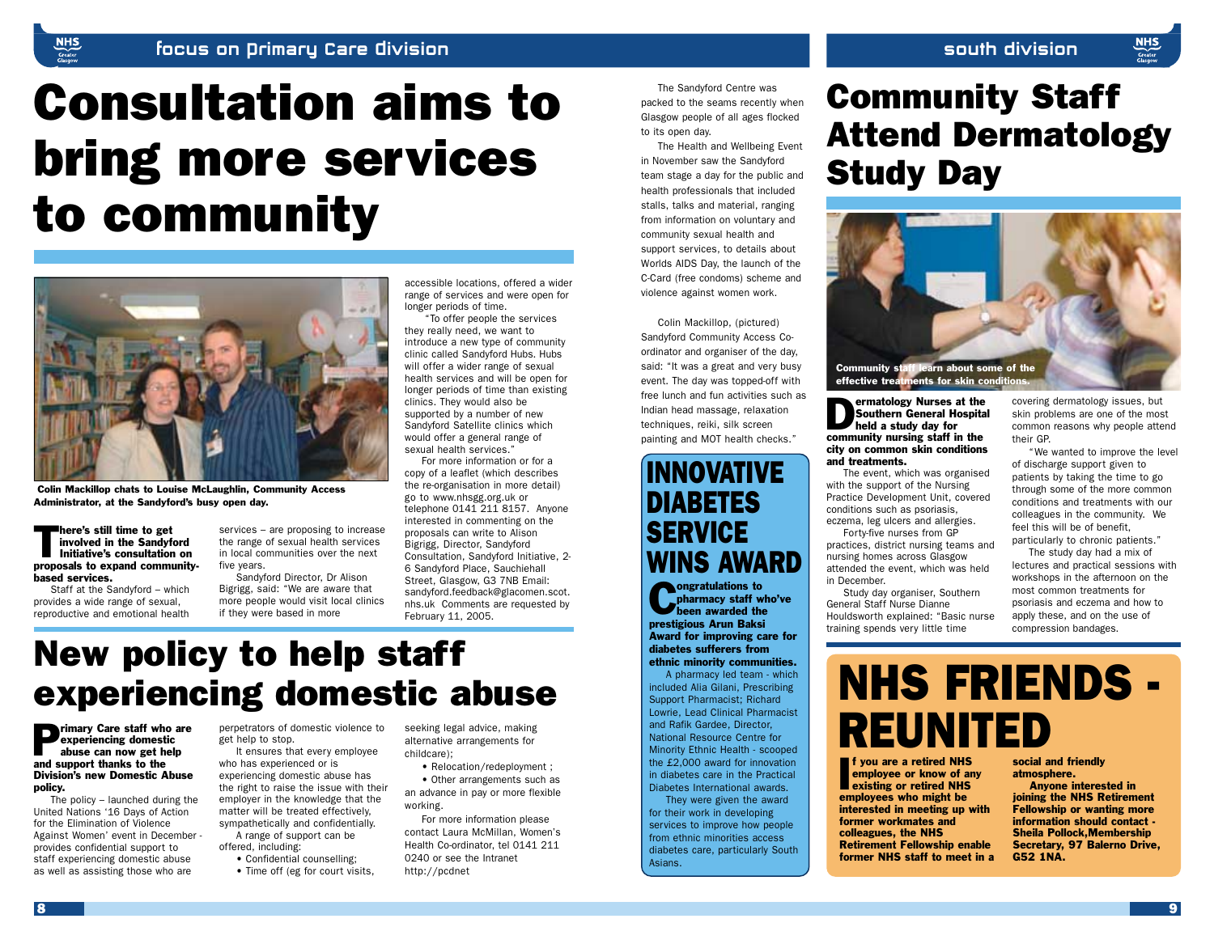# Consultation aims to bring more services to community

Colin Mackillop chats to Louise McLaughlin, Community Access Administrator, at the Sandyford's busy open day.

**There's still time to get involved in the Sandyford Initiative's consultation on proposals to expand community-based services.**

Staff at the Sandyford – which provides a wide range of sexual, reproductive and emotional health services – are proposing to increase the range of sexual health services in local communities over the next five years.

Sandyford Director, Dr Alison Bigrigg, said: "We are aware that more people would visit local clinics if they were based in more accessible locations, offered a wider range of services and were open for longer periods of time.

"To offer people the services they really need, we want to introduce a new type of community clinic called Sandyford Hubs. Hubs will offer a wider range of sexual health services and will be open for longer periods of time than existing clinics. They would also be supported by a number of new Sandyford Satellite clinics which would offer a general range of sexual health services."

For more information or for a copy of a leaflet (which describes the re-organisation in more detail) go to www.nhsgg.org.uk or telephone 0141 211 8157. Anyone interested in commenting on the proposals can write to Alison Bigrigg, Director, Sandyford Consultation, Sandyford Initiative, 2-6 Sandyford Place, Sauchiehall Street, Glasgow, G3 7NB Email: sandyford.feedback@glacomen.scot.nhs.uk Comments are requested by February 11, 2005.

The Sandyford Centre was packed to the seams recently when Glasgow people of all ages flocked to its open day.

The Health and Wellbeing Event in November saw the Sandyford team stage a day for the public and health professionals that included stalls, talks and material, ranging from information on voluntary and community sexual health and support services, to details about Worlds AIDS Day, the launch of the C-Card (free condoms) scheme and violence against women work.

Colin Mackillop, (pictured) Sandyford Community Access Co-ordinator and organiser of the day, said: "It was a great and very busy event. The day was topped-off with free lunch and fun activities such as Indian head massage, relaxation techniques, reiki, silk screen painting and MOT health checks."

# New policy to help staff experiencing domestic abuse

**Primary Care staff who are experiencing domestic abuse can now get help and support thanks to the Division's new Domestic Abuse policy.**

The policy – launched during the United Nations '16 Days of Action for the Elimination of Violence Against Women' event in December - provides confidential support to staff experiencing domestic abuse as well as assisting those who are perpetrators of domestic violence to get help to stop.

It ensures that every employee who has experienced or is experiencing domestic abuse has the right to raise the issue with their employer in the knowledge that the matter will be treated effectively, sympathetically and confidentially.

A range of support can be offered, including:

- Confidential counselling;
- Time off (eg for court visits, seeking legal advice, making alternative arrangements for childcare);
- Relocation/redeployment ;
- Other arrangements such as an advance in pay or more flexible working.

For more information please contact Laura McMillan, Women's Health Co-ordinator, tel 0141 211 0240 or see the Intranet http://pcdnet

# INNOVATIVE DIABETES SERVICE WINS AWARD

**Congratulations to pharmacy staff who've been awarded the prestigious Arun Baksi Award for improving care for diabetes sufferers from ethnic minority communities.**

A pharmacy led team - which included Alia Gilani, Prescribing Support Pharmacist; Richard Lowrie, Lead Clinical Pharmacist and Rafik Gardee, Director, National Resource Centre for Minority Ethnic Health - scooped the £2,000 award for innovation in diabetes care in the Practical Diabetes International awards.

They were given the award for their work in developing services to improve how people from ethnic minorities access diabetes care, particularly South Asians.

# Community Staff Attend Dermatology Study Day

Community staff learn about some of the effective treatments for skin conditions.

**Dermatology Nurses at the Southern General Hospital held a study day for community nursing staff in the city on common skin conditions and treatments.**

The event, which was organised with the support of the Nursing Practice Development Unit, covered conditions such as psoriasis, eczema, leg ulcers and allergies.

Forty-five nurses from GP practices, district nursing teams and nursing homes across Glasgow attended the event, which was held in December.

Study day organiser, Southern General Staff Nurse Dianne Houldsworth explained: "Basic nurse training spends very little time covering dermatology issues, but skin problems are one of the most common reasons why people attend their GP.

"We wanted to improve the level of discharge support given to patients by taking the time to go through some of the more common conditions and treatments with our colleagues in the community. We feel this will be of benefit, particularly to chronic patients."

The study day had a mix of lectures and practical sessions with workshops in the afternoon on the most common treatments for psoriasis and eczema and how to apply these, and on the use of compression bandages.

# NHS FRIENDS - REUNITED

**If you are a retired NHS employee or know of any existing or retired NHS employees who might be interested in meeting up with former workmates and colleagues, the NHS Retirement Fellowship enable former NHS staff to meet in a social and friendly atmosphere.**

**Anyone interested in joining the NHS Retirement Fellowship or wanting more information should contact - Sheila Pollock,Membership Secretary, 97 Balerno Drive, G52 1NA.**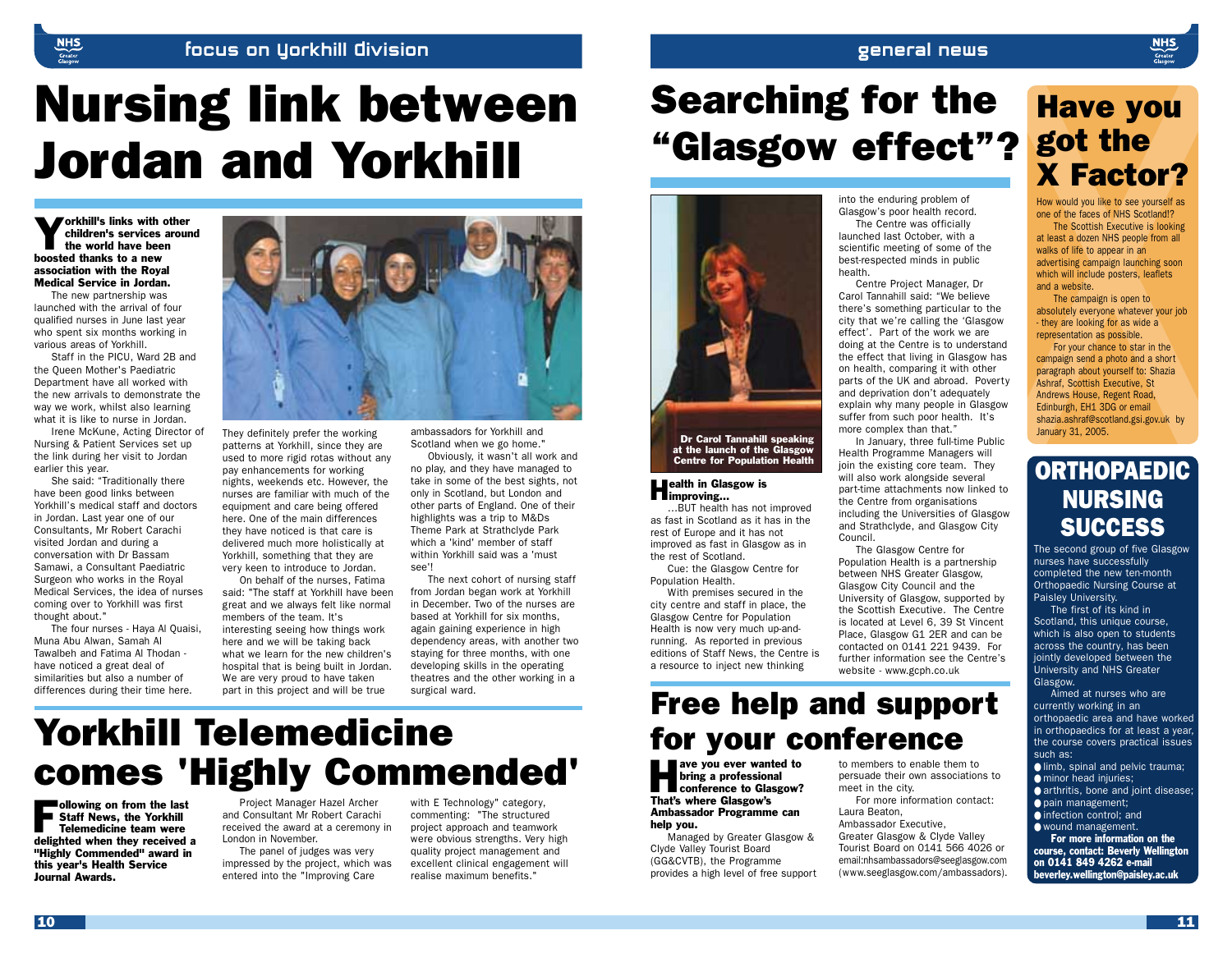# Nursing link between Jordan and Yorkhill

**Yorkhill's links with other children's services around the world have been boosted thanks to a new association with the Royal Medical Service in Jordan.**

The new partnership was launched with the arrival of four qualified nurses in June last year who spent six months working in various areas of Yorkhill.

Staff in the PICU, Ward 2B and the Queen Mother's Paediatric Department have all worked with the new arrivals to demonstrate the way we work, whilst also learning what it is like to nurse in Jordan.

Irene McKune, Acting Director of Nursing & Patient Services set up the link during her visit to Jordan earlier this year.

She said: "Traditionally there have been good links between Yorkhill's medical staff and doctors in Jordan. Last year one of our Consultants, Mr Robert Carachi visited Jordan and during a conversation with Dr Bassam Samawi, a Consultant Paediatric Surgeon who works in the Royal Medical Services, the idea of nurses coming over to Yorkhill was first thought about."

The four nurses - Haya Al Quaisi, Muna Abu Alwan, Samah Al Tawalbeh and Fatima Al Thodan - have noticed a great deal of similarities but also a number of differences during their time here.

They definitely prefer the working patterns at Yorkhill, since they are used to more rigid rotas without any pay enhancements for working nights, weekends etc. However, the nurses are familiar with much of the equipment and care being offered here. One of the main differences they have noticed is that care is delivered much more holistically at Yorkhill, something that they are very keen to introduce to Jordan.

On behalf of the nurses, Fatima said: "The staff at Yorkhill have been great and we always felt like normal members of the team. It's interesting seeing how things work here and we will be taking back what we learn for the new children's hospital that is being built in Jordan. We are very proud to have taken part in this project and will be true ambassadors for Yorkhill and Scotland when we go home."

Obviously, it wasn't all work and no play, and they have managed to take in some of the best sights, not only in Scotland, but London and other parts of England. One of their highlights was a trip to M&Ds Theme Park at Strathclyde Park which a 'kind' member of staff within Yorkhill said was a 'must see'!

The next cohort of nursing staff from Jordan began work at Yorkhill in December. Two of the nurses are based at Yorkhill for six months, again gaining experience in high dependency areas, with another two staying for three months, with one developing skills in the operating theatres and the other working in a surgical ward.

# Yorkhill Telemedicine comes 'Highly Commended'

**Following on from the last Staff News, the Yorkhill Telemedicine team were delighted when they received a "Highly Commended" award in this year's Health Service Journal Awards.**

Project Manager Hazel Archer and Consultant Mr Robert Carachi received the award at a ceremony in London in November.

The panel of judges was very impressed by the project, which was entered into the "Improving Care with E Technology" category, commenting: "The structured project approach and teamwork were obvious strengths. Very high quality project management and excellent clinical engagement will realise maximum benefits."

# Searching for the "Glasgow effect"?

Dr Carol Tannahill speaking at the launch of the Glasgow Centre for Population Health

**Health in Glasgow is improving...**

...BUT health has not improved as fast in Scotland as it has in the rest of Europe and it has not improved as fast in Glasgow as in the rest of Scotland.

Cue: the Glasgow Centre for Population Health.

With premises secured in the city centre and staff in place, the Glasgow Centre for Population Health is now very much up-and-running. As reported in previous editions of Staff News, the Centre is a resource to inject new thinking into the enduring problem of Glasgow's poor health record.

The Centre was officially launched last October, with a scientific meeting of some of the best-respected minds in public health.

Centre Project Manager, Dr Carol Tannahill said: "We believe there's something particular to the city that we're calling the 'Glasgow effect'. Part of the work we are doing at the Centre is to understand the effect that living in Glasgow has on health, comparing it with other parts of the UK and abroad. Poverty and deprivation don't adequately explain why many people in Glasgow suffer from such poor health. It's more complex than that."

In January, three full-time Public Health Programme Managers will join the existing core team. They will also work alongside several part-time attachments now linked to the Centre from organisations including the Universities of Glasgow and Strathclyde, and Glasgow City Council.

The Glasgow Centre for Population Health is a partnership between NHS Greater Glasgow, Glasgow City Council and the University of Glasgow, supported by the Scottish Executive. The Centre is located at Level 6, 39 St Vincent Place, Glasgow G1 2ER and can be contacted on 0141 221 9439. For further information see the Centre's website - www.gcph.co.uk

# Free help and support for your conference

**Have you ever wanted to bring a professional conference to Glasgow? That's where Glasgow's Ambassador Programme can help you.**

Managed by Greater Glasgow & Clyde Valley Tourist Board (GG&CVTB), the Programme provides a high level of free support to members to enable them to persuade their own associations to meet in the city.

For more information contact:
Laura Beaton,
Ambassador Executive,
Greater Glasgow & Clyde Valley Tourist Board on 0141 566 4026 or email:nhsambassadors@seeglasgow.com (www.seeglasgow.com/ambassadors).

# Have you got the X Factor?

How would you like to see yourself as one of the faces of NHS Scotland!?

The Scottish Executive is looking at least a dozen NHS people from all walks of life to appear in an advertising campaign launching soon which will include posters, leaflets and a website.

The campaign is open to absolutely everyone whatever your job - they are looking for as wide a representation as possible.

For your chance to star in the campaign send a photo and a short paragraph about yourself to: Shazia Ashraf, Scottish Executive, St Andrews House, Regent Road, Edinburgh, EH1 3DG or email shazia.ashraf@scotland.gsi.gov.uk by January 31, 2005.

# ORTHOPAEDIC NURSING SUCCESS

The second group of five Glasgow nurses have successfully completed the new ten-month Orthopaedic Nursing Course at Paisley University.

The first of its kind in Scotland, this unique course, which is also open to students across the country, has been jointly developed between the University and NHS Greater Glasgow.

Aimed at nurses who are currently working in an orthopaedic area and have worked in orthopaedics for at least a year, the course covers practical issues such as:

- limb, spinal and pelvic trauma;
- minor head injuries;
- arthritis, bone and joint disease;
- pain management;
- infection control; and
- wound management.

**For more information on the course, contact: Beverly Wellington on 0141 849 4262 e-mail beverley.wellington@paisley.ac.uk**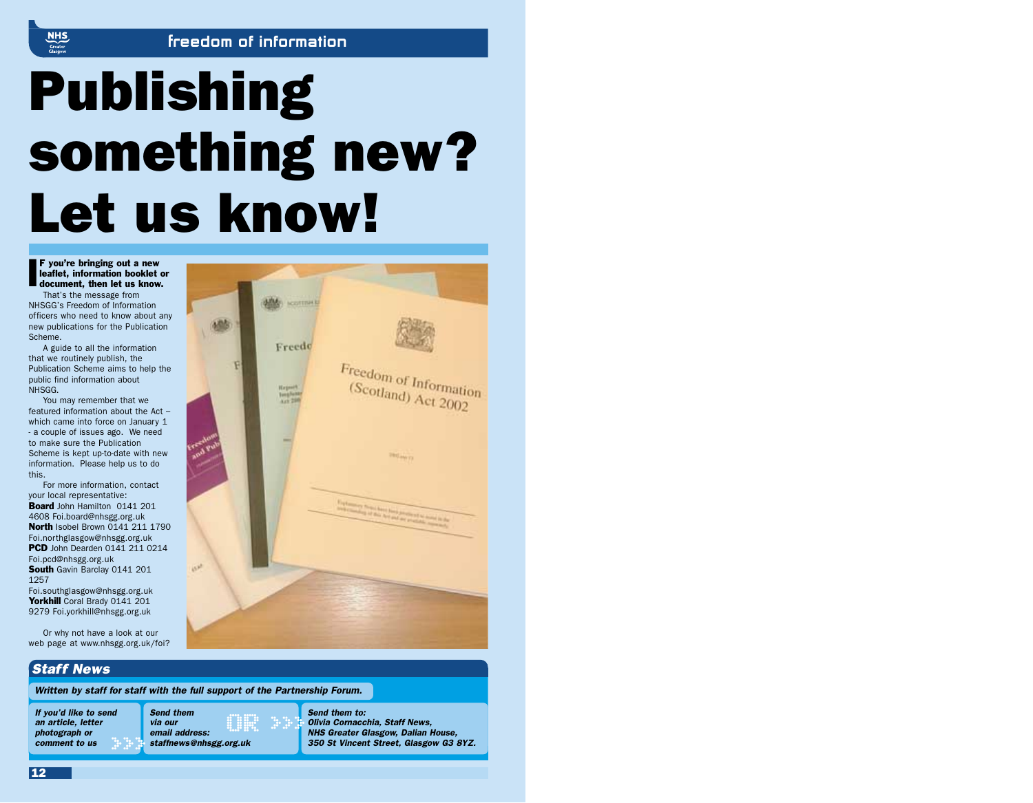freedom of information

# Publishing something new? Let us know!

**IF you're bringing out a new leaflet, information booklet or document, then let us know.**

That's the message from NHSGG's Freedom of Information officers who need to know about any new publications for the Publication Scheme.

A guide to all the information that we routinely publish, the Publication Scheme aims to help the public find information about NHSGG.

You may remember that we featured information about the Act – which came into force on January 1 - a couple of issues ago. We need to make sure the Publication Scheme is kept up-to-date with new information. Please help us to do this.

For more information, contact your local representative:

**Board** John Hamilton 0141 201 4608 Foi.board@nhsgg.org.uk
**North** Isobel Brown 0141 211 1790 Foi.northglasgow@nhsgg.org.uk
**PCD** John Dearden 0141 211 0214 Foi.pcd@nhsgg.org.uk
**South** Gavin Barclay 0141 201 1257 Foi.southglasgow@nhsgg.org.uk
**Yorkhill** Coral Brady 0141 201 9279 Foi.yorkhill@nhsgg.org.uk

Or why not have a look at our web page at www.nhsgg.org.uk/foi?

## Staff News

*Written by staff for staff with the full support of the Partnership Forum.*

*If you'd like to send an article, letter photograph or comment to us* >>>

*Send them via our email address: staffnews@nhsgg.org.uk*

OR >>>

*Send them to: Olivia Cornacchia, Staff News, NHS Greater Glasgow, Dalian House, 350 St Vincent Street, Glasgow G3 8YZ.*